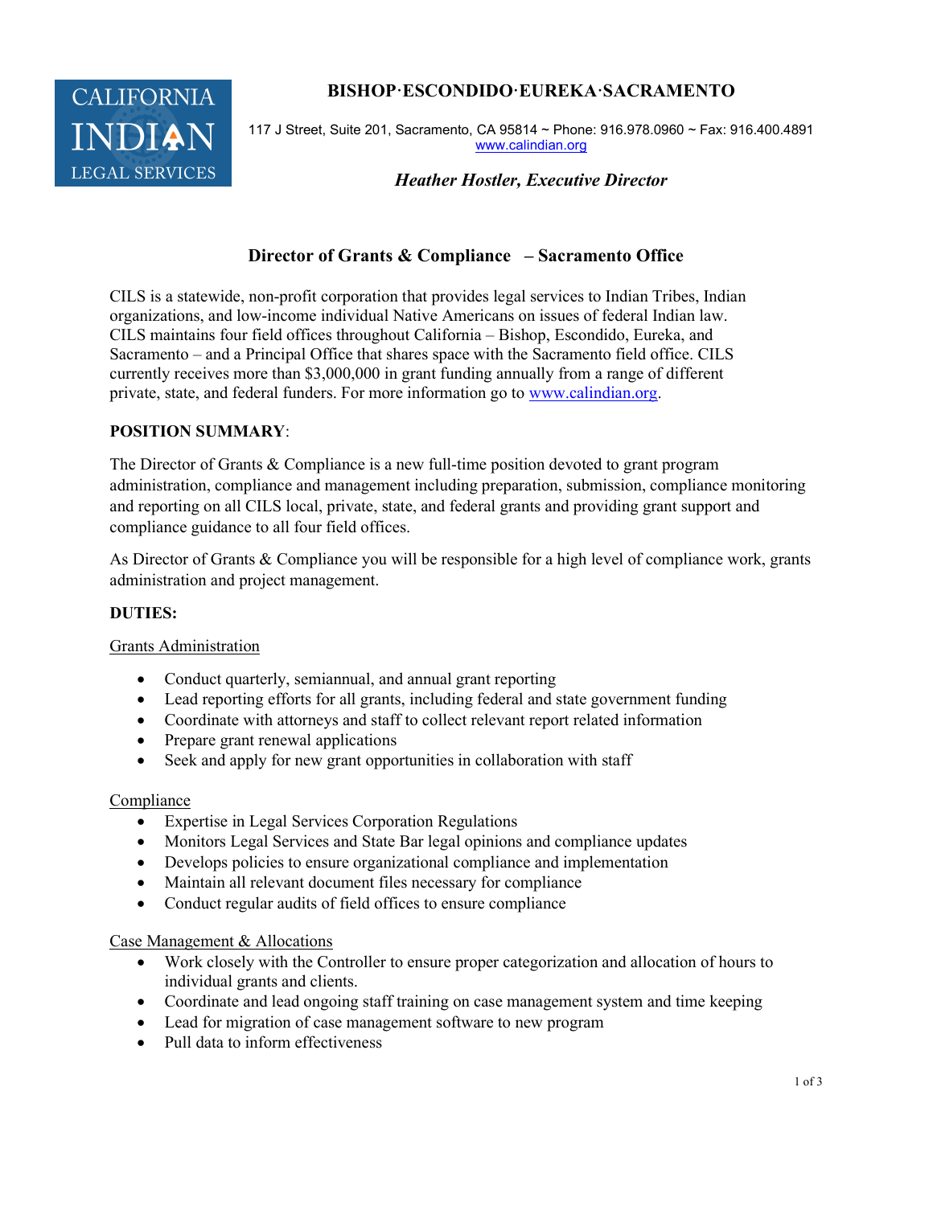CALIFORNIA INDIAN LEGAL SERVICES

**BISHOP·ESCONDIDO·EUREKA·SACRAMENTO**

117 J Street, Suite 201, Sacramento, CA 95814 ~ Phone: 916.978.0960 ~ Fax: 916.400.4891
www.calindian.org

***Heather Hostler, Executive Director***

## Director of Grants & Compliance – Sacramento Office

CILS is a statewide, non-profit corporation that provides legal services to Indian Tribes, Indian organizations, and low-income individual Native Americans on issues of federal Indian law. CILS maintains four field offices throughout California – Bishop, Escondido, Eureka, and Sacramento – and a Principal Office that shares space with the Sacramento field office. CILS currently receives more than $3,000,000 in grant funding annually from a range of different private, state, and federal funders. For more information go to www.calindian.org.

**POSITION SUMMARY**:

The Director of Grants & Compliance is a new full-time position devoted to grant program administration, compliance and management including preparation, submission, compliance monitoring and reporting on all CILS local, private, state, and federal grants and providing grant support and compliance guidance to all four field offices.

As Director of Grants & Compliance you will be responsible for a high level of compliance work, grants administration and project management.

**DUTIES:**

Grants Administration

- Conduct quarterly, semiannual, and annual grant reporting
- Lead reporting efforts for all grants, including federal and state government funding
- Coordinate with attorneys and staff to collect relevant report related information
- Prepare grant renewal applications
- Seek and apply for new grant opportunities in collaboration with staff

Compliance

- Expertise in Legal Services Corporation Regulations
- Monitors Legal Services and State Bar legal opinions and compliance updates
- Develops policies to ensure organizational compliance and implementation
- Maintain all relevant document files necessary for compliance
- Conduct regular audits of field offices to ensure compliance

Case Management & Allocations

- Work closely with the Controller to ensure proper categorization and allocation of hours to individual grants and clients.
- Coordinate and lead ongoing staff training on case management system and time keeping
- Lead for migration of case management software to new program
- Pull data to inform effectiveness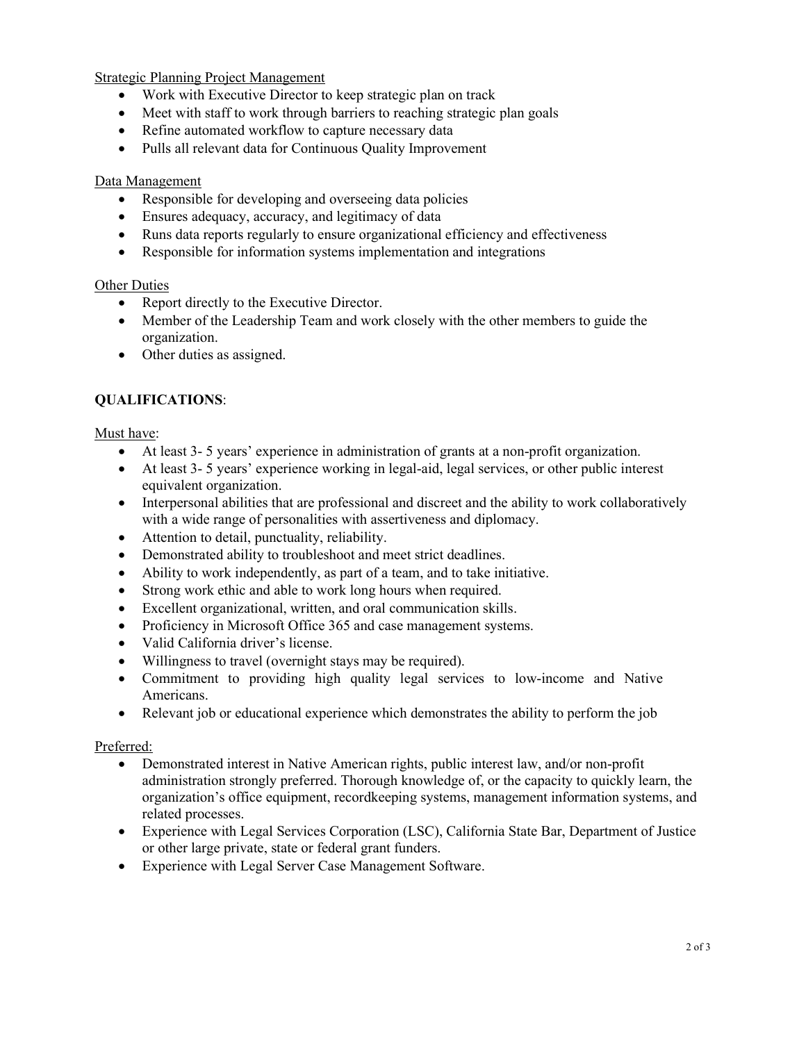Strategic Planning Project Management

- Work with Executive Director to keep strategic plan on track
- Meet with staff to work through barriers to reaching strategic plan goals
- Refine automated workflow to capture necessary data
- Pulls all relevant data for Continuous Quality Improvement

Data Management

- Responsible for developing and overseeing data policies
- Ensures adequacy, accuracy, and legitimacy of data
- Runs data reports regularly to ensure organizational efficiency and effectiveness
- Responsible for information systems implementation and integrations

Other Duties

- Report directly to the Executive Director.
- Member of the Leadership Team and work closely with the other members to guide the organization.
- Other duties as assigned.

**QUALIFICATIONS**:

Must have:

- At least 3- 5 years' experience in administration of grants at a non-profit organization.
- At least 3- 5 years' experience working in legal-aid, legal services, or other public interest equivalent organization.
- Interpersonal abilities that are professional and discreet and the ability to work collaboratively with a wide range of personalities with assertiveness and diplomacy.
- Attention to detail, punctuality, reliability.
- Demonstrated ability to troubleshoot and meet strict deadlines.
- Ability to work independently, as part of a team, and to take initiative.
- Strong work ethic and able to work long hours when required.
- Excellent organizational, written, and oral communication skills.
- Proficiency in Microsoft Office 365 and case management systems.
- Valid California driver's license.
- Willingness to travel (overnight stays may be required).
- Commitment to providing high quality legal services to low-income and Native Americans.
- Relevant job or educational experience which demonstrates the ability to perform the job

Preferred:

- Demonstrated interest in Native American rights, public interest law, and/or non-profit administration strongly preferred. Thorough knowledge of, or the capacity to quickly learn, the organization's office equipment, recordkeeping systems, management information systems, and related processes.
- Experience with Legal Services Corporation (LSC), California State Bar, Department of Justice or other large private, state or federal grant funders.
- Experience with Legal Server Case Management Software.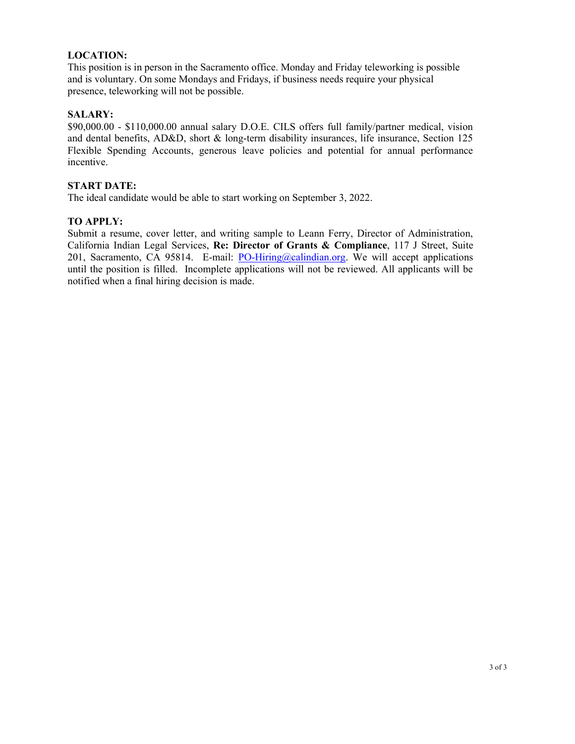**LOCATION:**

This position is in person in the Sacramento office. Monday and Friday teleworking is possible and is voluntary. On some Mondays and Fridays, if business needs require your physical presence, teleworking will not be possible.

**SALARY:**

$90,000.00 - $110,000.00 annual salary D.O.E. CILS offers full family/partner medical, vision and dental benefits, AD&D, short & long-term disability insurances, life insurance, Section 125 Flexible Spending Accounts, generous leave policies and potential for annual performance incentive.

**START DATE:**

The ideal candidate would be able to start working on September 3, 2022.

**TO APPLY:**

Submit a resume, cover letter, and writing sample to Leann Ferry, Director of Administration, California Indian Legal Services, **Re: Director of Grants & Compliance**, 117 J Street, Suite 201, Sacramento, CA 95814. E-mail: PO-Hiring@calindian.org. We will accept applications until the position is filled. Incomplete applications will not be reviewed. All applicants will be notified when a final hiring decision is made.